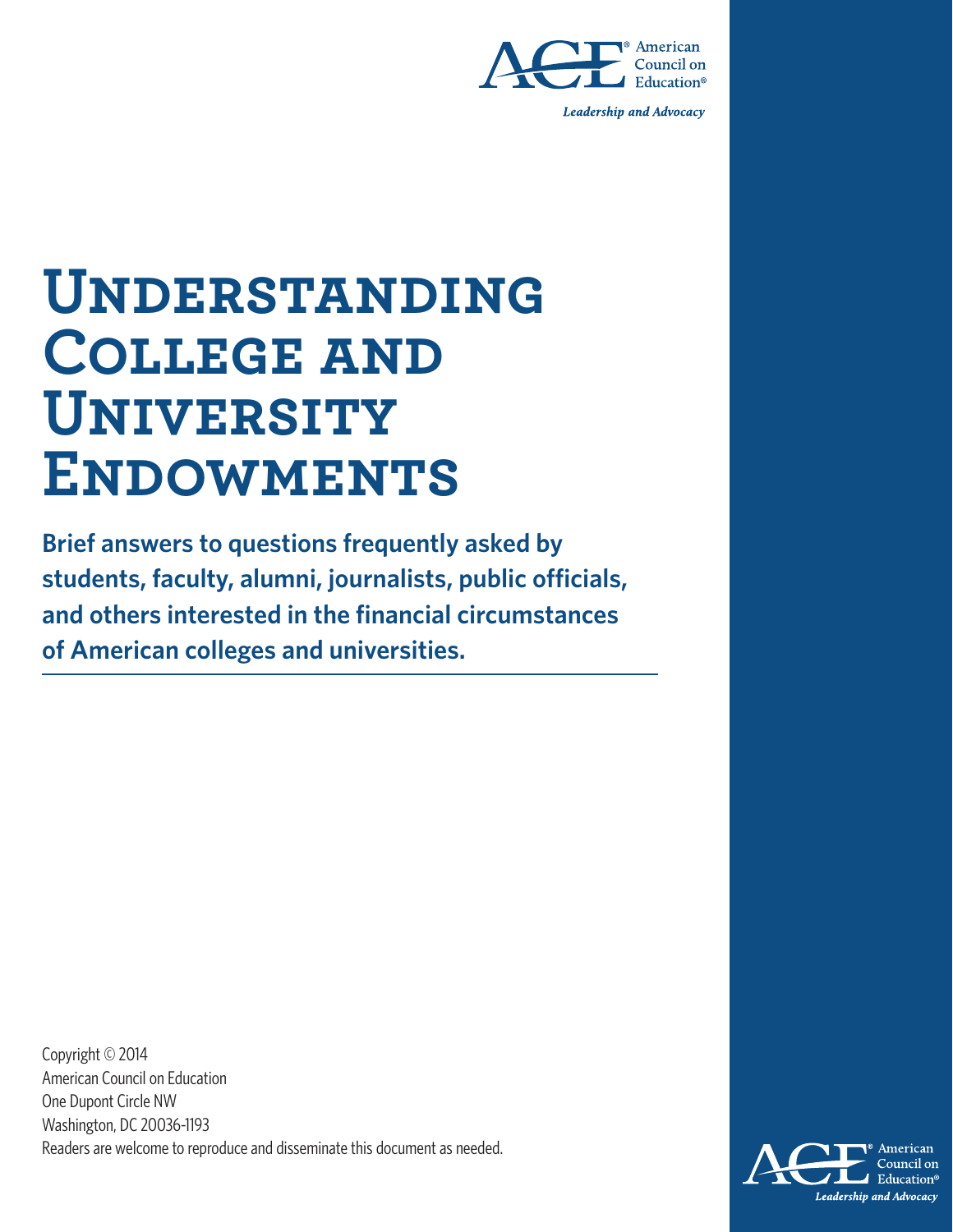American Council on Education®

*Leadership and Advocacy*

# Understanding College and University Endowments

**Brief answers to questions frequently asked by students, faculty, alumni, journalists, public officials, and others interested in the financial circumstances of American colleges and universities.**

Copyright © 2014
American Council on Education
One Dupont Circle NW
Washington, DC 20036-1193
Readers are welcome to reproduce and disseminate this document as needed.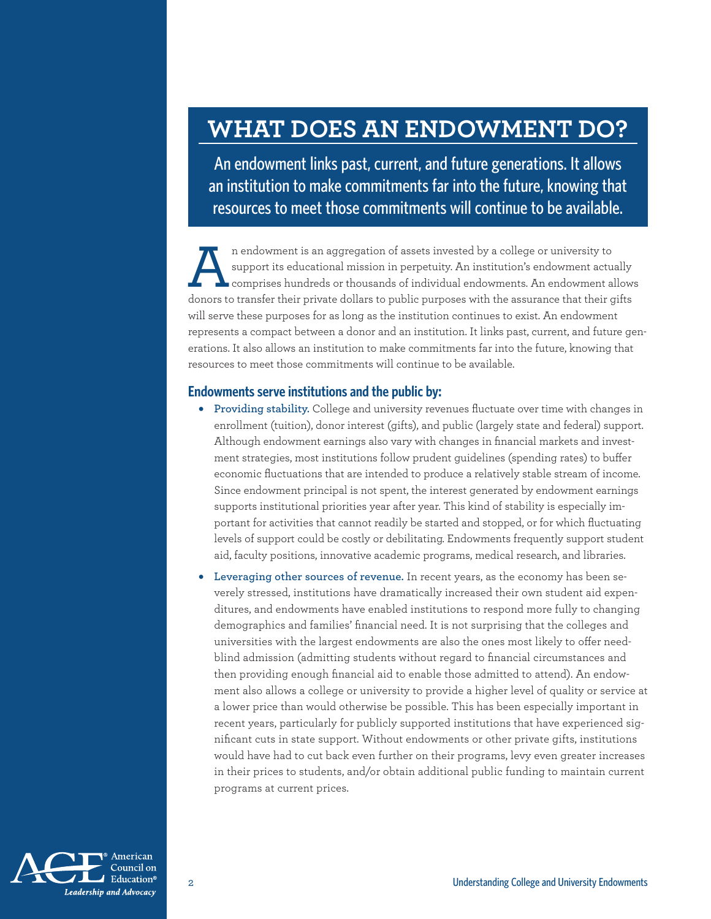# WHAT DOES AN ENDOWMENT DO?

**An endowment links past, current, and future generations. It allows an institution to make commitments far into the future, knowing that resources to meet those commitments will continue to be available.**

An endowment is an aggregation of assets invested by a college or university to support its educational mission in perpetuity. An institution's endowment actually comprises hundreds or thousands of individual endowments. An endowment allows donors to transfer their private dollars to public purposes with the assurance that their gifts will serve these purposes for as long as the institution continues to exist. An endowment represents a compact between a donor and an institution. It links past, current, and future generations. It also allows an institution to make commitments far into the future, knowing that resources to meet those commitments will continue to be available.

### Endowments serve institutions and the public by:

- **Providing stability.** College and university revenues fluctuate over time with changes in enrollment (tuition), donor interest (gifts), and public (largely state and federal) support. Although endowment earnings also vary with changes in financial markets and investment strategies, most institutions follow prudent guidelines (spending rates) to buffer economic fluctuations that are intended to produce a relatively stable stream of income. Since endowment principal is not spent, the interest generated by endowment earnings supports institutional priorities year after year. This kind of stability is especially important for activities that cannot readily be started and stopped, or for which fluctuating levels of support could be costly or debilitating. Endowments frequently support student aid, faculty positions, innovative academic programs, medical research, and libraries.
- **Leveraging other sources of revenue.** In recent years, as the economy has been severely stressed, institutions have dramatically increased their own student aid expenditures, and endowments have enabled institutions to respond more fully to changing demographics and families' financial need. It is not surprising that the colleges and universities with the largest endowments are also the ones most likely to offer need-blind admission (admitting students without regard to financial circumstances and then providing enough financial aid to enable those admitted to attend). An endowment also allows a college or university to provide a higher level of quality or service at a lower price than would otherwise be possible. This has been especially important in recent years, particularly for publicly supported institutions that have experienced significant cuts in state support. Without endowments or other private gifts, institutions would have had to cut back even further on their programs, levy even greater increases in their prices to students, and/or obtain additional public funding to maintain current programs at current prices.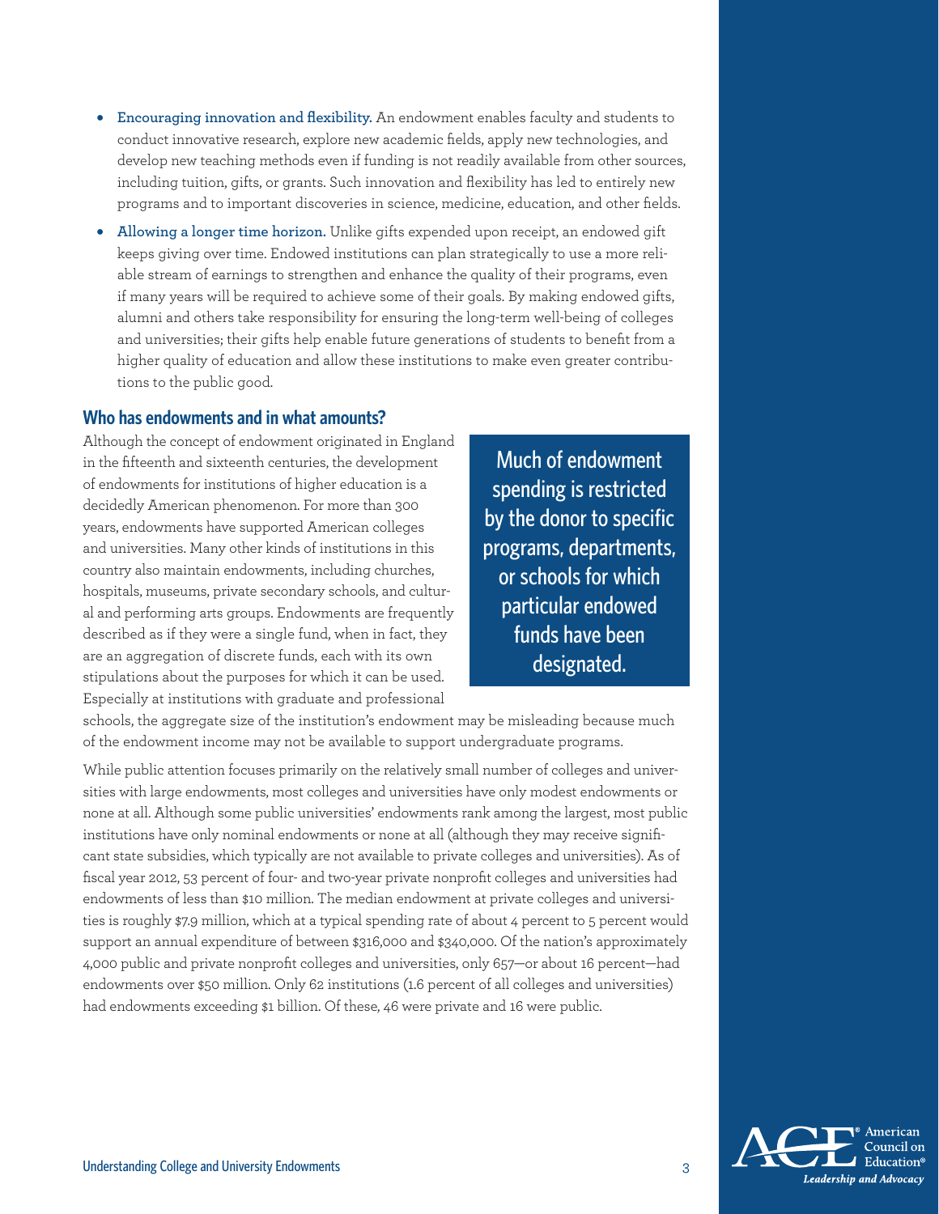- **Encouraging innovation and flexibility.** An endowment enables faculty and students to conduct innovative research, explore new academic fields, apply new technologies, and develop new teaching methods even if funding is not readily available from other sources, including tuition, gifts, or grants. Such innovation and flexibility has led to entirely new programs and to important discoveries in science, medicine, education, and other fields.
- **Allowing a longer time horizon.** Unlike gifts expended upon receipt, an endowed gift keeps giving over time. Endowed institutions can plan strategically to use a more reliable stream of earnings to strengthen and enhance the quality of their programs, even if many years will be required to achieve some of their goals. By making endowed gifts, alumni and others take responsibility for ensuring the long-term well-being of colleges and universities; their gifts help enable future generations of students to benefit from a higher quality of education and allow these institutions to make even greater contributions to the public good.

## Who has endowments and in what amounts?

Although the concept of endowment originated in England in the fifteenth and sixteenth centuries, the development of endowments for institutions of higher education is a decidedly American phenomenon. For more than 300 years, endowments have supported American colleges and universities. Many other kinds of institutions in this country also maintain endowments, including churches, hospitals, museums, private secondary schools, and cultural and performing arts groups. Endowments are frequently described as if they were a single fund, when in fact, they are an aggregation of discrete funds, each with its own stipulations about the purposes for which it can be used. Especially at institutions with graduate and professional schools, the aggregate size of the institution's endowment may be misleading because much of the endowment income may not be available to support undergraduate programs.

> Much of endowment spending is restricted by the donor to specific programs, departments, or schools for which particular endowed funds have been designated.

While public attention focuses primarily on the relatively small number of colleges and universities with large endowments, most colleges and universities have only modest endowments or none at all. Although some public universities' endowments rank among the largest, most public institutions have only nominal endowments or none at all (although they may receive significant state subsidies, which typically are not available to private colleges and universities). As of fiscal year 2012, 53 percent of four- and two-year private nonprofit colleges and universities had endowments of less than $10 million. The median endowment at private colleges and universities is roughly $7.9 million, which at a typical spending rate of about 4 percent to 5 percent would support an annual expenditure of between $316,000 and $340,000. Of the nation's approximately 4,000 public and private nonprofit colleges and universities, only 657—or about 16 percent—had endowments over $50 million. Only 62 institutions (1.6 percent of all colleges and universities) had endowments exceeding $1 billion. Of these, 46 were private and 16 were public.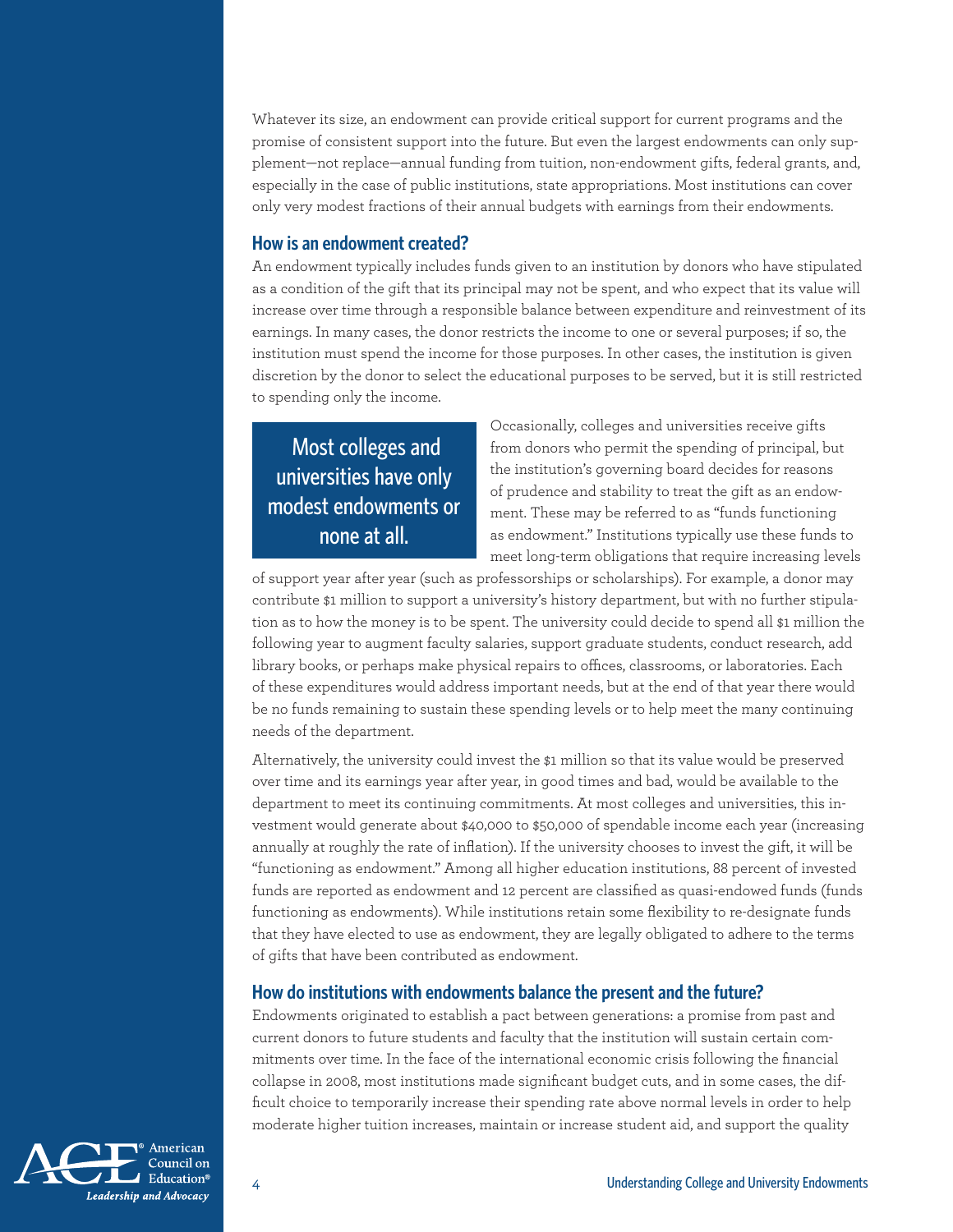Whatever its size, an endowment can provide critical support for current programs and the promise of consistent support into the future. But even the largest endowments can only supplement—not replace—annual funding from tuition, non-endowment gifts, federal grants, and, especially in the case of public institutions, state appropriations. Most institutions can cover only very modest fractions of their annual budgets with earnings from their endowments.

## How is an endowment created?

An endowment typically includes funds given to an institution by donors who have stipulated as a condition of the gift that its principal may not be spent, and who expect that its value will increase over time through a responsible balance between expenditure and reinvestment of its earnings. In many cases, the donor restricts the income to one or several purposes; if so, the institution must spend the income for those purposes. In other cases, the institution is given discretion by the donor to select the educational purposes to be served, but it is still restricted to spending only the income.

> **Most colleges and universities have only modest endowments or none at all.**

Occasionally, colleges and universities receive gifts from donors who permit the spending of principal, but the institution's governing board decides for reasons of prudence and stability to treat the gift as an endowment. These may be referred to as "funds functioning as endowment." Institutions typically use these funds to meet long-term obligations that require increasing levels of support year after year (such as professorships or scholarships). For example, a donor may contribute $1 million to support a university's history department, but with no further stipulation as to how the money is to be spent. The university could decide to spend all $1 million the following year to augment faculty salaries, support graduate students, conduct research, add library books, or perhaps make physical repairs to offices, classrooms, or laboratories. Each of these expenditures would address important needs, but at the end of that year there would be no funds remaining to sustain these spending levels or to help meet the many continuing needs of the department.

Alternatively, the university could invest the $1 million so that its value would be preserved over time and its earnings year after year, in good times and bad, would be available to the department to meet its continuing commitments. At most colleges and universities, this investment would generate about $40,000 to $50,000 of spendable income each year (increasing annually at roughly the rate of inflation). If the university chooses to invest the gift, it will be "functioning as endowment." Among all higher education institutions, 88 percent of invested funds are reported as endowment and 12 percent are classified as quasi-endowed funds (funds functioning as endowments). While institutions retain some flexibility to re-designate funds that they have elected to use as endowment, they are legally obligated to adhere to the terms of gifts that have been contributed as endowment.

## How do institutions with endowments balance the present and the future?

Endowments originated to establish a pact between generations: a promise from past and current donors to future students and faculty that the institution will sustain certain commitments over time. In the face of the international economic crisis following the financial collapse in 2008, most institutions made significant budget cuts, and in some cases, the difficult choice to temporarily increase their spending rate above normal levels in order to help moderate higher tuition increases, maintain or increase student aid, and support the quality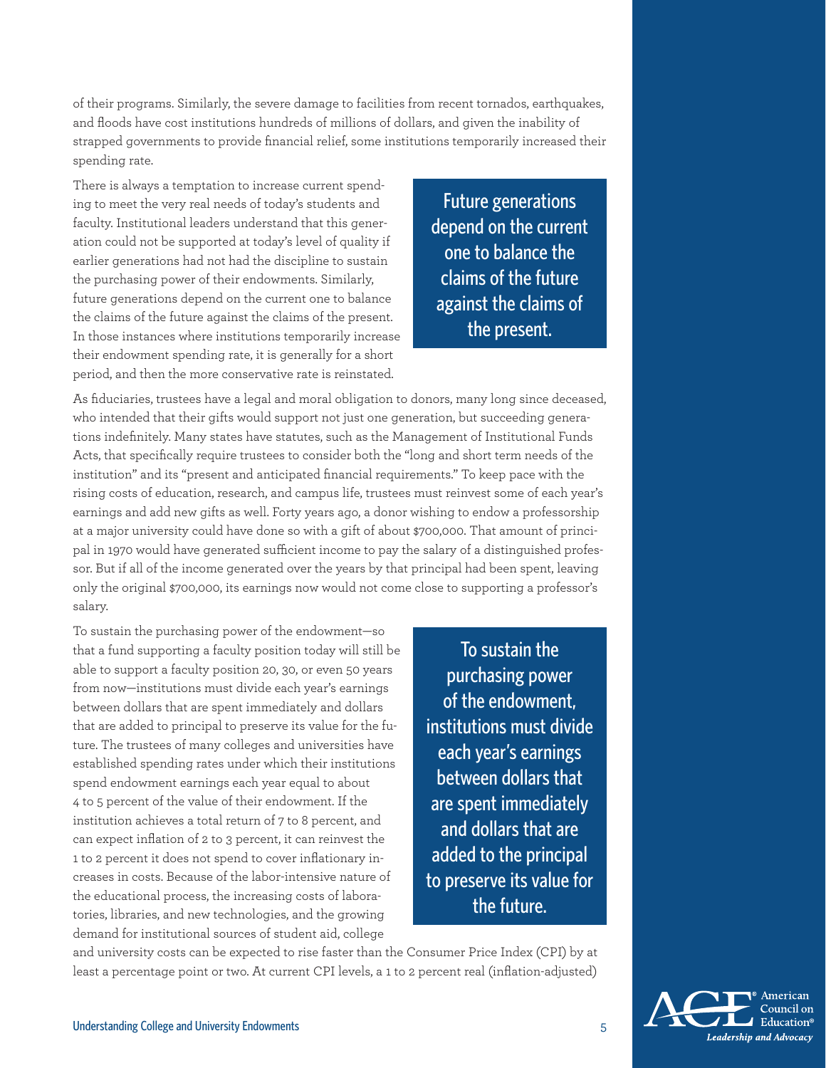of their programs. Similarly, the severe damage to facilities from recent tornados, earthquakes, and floods have cost institutions hundreds of millions of dollars, and given the inability of strapped governments to provide financial relief, some institutions temporarily increased their spending rate.

There is always a temptation to increase current spending to meet the very real needs of today's students and faculty. Institutional leaders understand that this generation could not be supported at today's level of quality if earlier generations had not had the discipline to sustain the purchasing power of their endowments. Similarly, future generations depend on the current one to balance the claims of the future against the claims of the present. In those instances where institutions temporarily increase their endowment spending rate, it is generally for a short period, and then the more conservative rate is reinstated.

> **Future generations depend on the current one to balance the claims of the future against the claims of the present.**

As fiduciaries, trustees have a legal and moral obligation to donors, many long since deceased, who intended that their gifts would support not just one generation, but succeeding generations indefinitely. Many states have statutes, such as the Management of Institutional Funds Acts, that specifically require trustees to consider both the "long and short term needs of the institution" and its "present and anticipated financial requirements." To keep pace with the rising costs of education, research, and campus life, trustees must reinvest some of each year's earnings and add new gifts as well. Forty years ago, a donor wishing to endow a professorship at a major university could have done so with a gift of about $700,000. That amount of principal in 1970 would have generated sufficient income to pay the salary of a distinguished professor. But if all of the income generated over the years by that principal had been spent, leaving only the original $700,000, its earnings now would not come close to supporting a professor's salary.

To sustain the purchasing power of the endowment—so that a fund supporting a faculty position today will still be able to support a faculty position 20, 30, or even 50 years from now—institutions must divide each year's earnings between dollars that are spent immediately and dollars that are added to principal to preserve its value for the future. The trustees of many colleges and universities have established spending rates under which their institutions spend endowment earnings each year equal to about 4 to 5 percent of the value of their endowment. If the institution achieves a total return of 7 to 8 percent, and can expect inflation of 2 to 3 percent, it can reinvest the 1 to 2 percent it does not spend to cover inflationary increases in costs. Because of the labor-intensive nature of the educational process, the increasing costs of laboratories, libraries, and new technologies, and the growing demand for institutional sources of student aid, college and university costs can be expected to rise faster than the Consumer Price Index (CPI) by at least a percentage point or two. At current CPI levels, a 1 to 2 percent real (inflation-adjusted)

> **To sustain the purchasing power of the endowment, institutions must divide each year's earnings between dollars that are spent immediately and dollars that are added to the principal to preserve its value for the future.**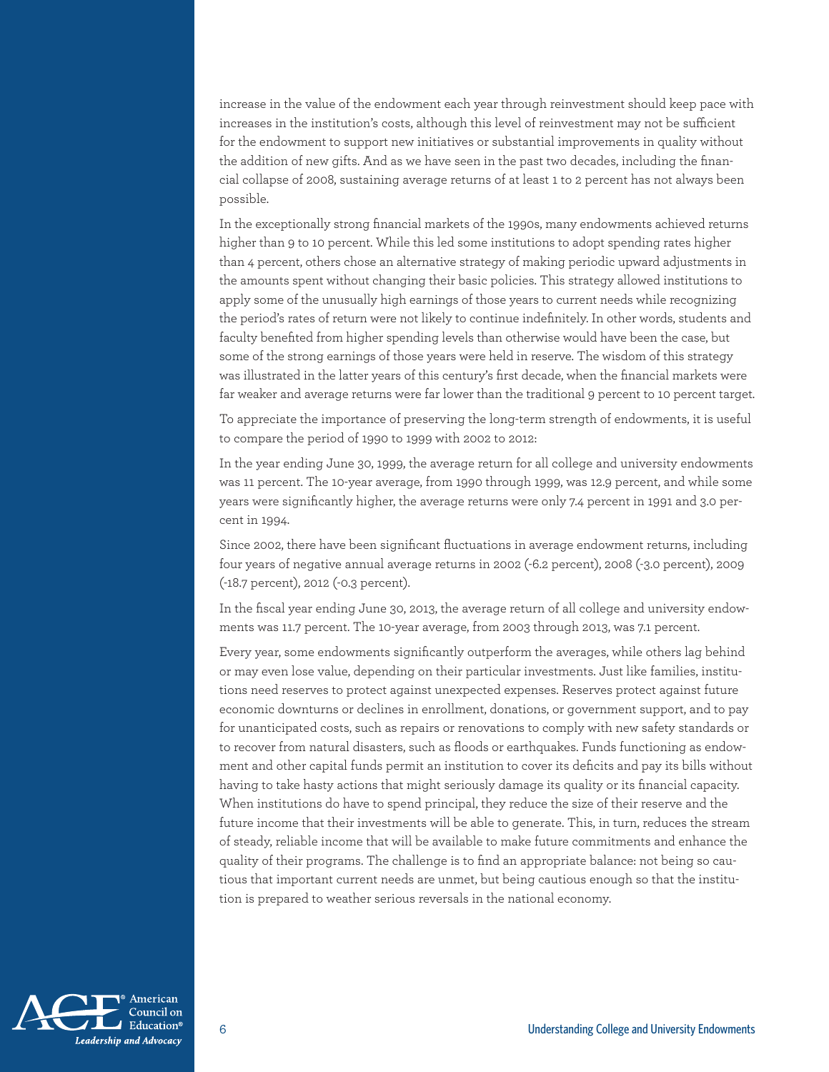increase in the value of the endowment each year through reinvestment should keep pace with increases in the institution's costs, although this level of reinvestment may not be sufficient for the endowment to support new initiatives or substantial improvements in quality without the addition of new gifts. And as we have seen in the past two decades, including the financial collapse of 2008, sustaining average returns of at least 1 to 2 percent has not always been possible.

In the exceptionally strong financial markets of the 1990s, many endowments achieved returns higher than 9 to 10 percent. While this led some institutions to adopt spending rates higher than 4 percent, others chose an alternative strategy of making periodic upward adjustments in the amounts spent without changing their basic policies. This strategy allowed institutions to apply some of the unusually high earnings of those years to current needs while recognizing the period's rates of return were not likely to continue indefinitely. In other words, students and faculty benefited from higher spending levels than otherwise would have been the case, but some of the strong earnings of those years were held in reserve. The wisdom of this strategy was illustrated in the latter years of this century's first decade, when the financial markets were far weaker and average returns were far lower than the traditional 9 percent to 10 percent target.

To appreciate the importance of preserving the long-term strength of endowments, it is useful to compare the period of 1990 to 1999 with 2002 to 2012:

In the year ending June 30, 1999, the average return for all college and university endowments was 11 percent. The 10-year average, from 1990 through 1999, was 12.9 percent, and while some years were significantly higher, the average returns were only 7.4 percent in 1991 and 3.0 percent in 1994.

Since 2002, there have been significant fluctuations in average endowment returns, including four years of negative annual average returns in 2002 (-6.2 percent), 2008 (-3.0 percent), 2009 (-18.7 percent), 2012 (-0.3 percent).

In the fiscal year ending June 30, 2013, the average return of all college and university endowments was 11.7 percent. The 10-year average, from 2003 through 2013, was 7.1 percent.

Every year, some endowments significantly outperform the averages, while others lag behind or may even lose value, depending on their particular investments. Just like families, institutions need reserves to protect against unexpected expenses. Reserves protect against future economic downturns or declines in enrollment, donations, or government support, and to pay for unanticipated costs, such as repairs or renovations to comply with new safety standards or to recover from natural disasters, such as floods or earthquakes. Funds functioning as endowment and other capital funds permit an institution to cover its deficits and pay its bills without having to take hasty actions that might seriously damage its quality or its financial capacity. When institutions do have to spend principal, they reduce the size of their reserve and the future income that their investments will be able to generate. This, in turn, reduces the stream of steady, reliable income that will be available to make future commitments and enhance the quality of their programs. The challenge is to find an appropriate balance: not being so cautious that important current needs are unmet, but being cautious enough so that the institution is prepared to weather serious reversals in the national economy.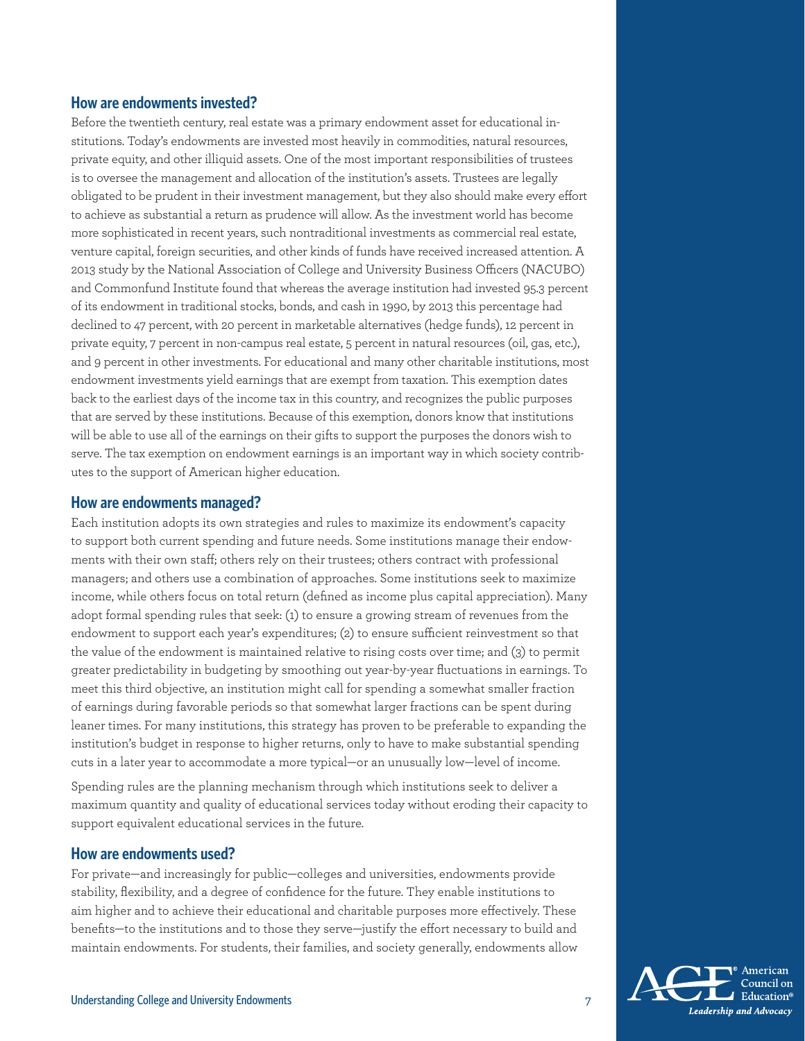## How are endowments invested?

Before the twentieth century, real estate was a primary endowment asset for educational institutions. Today's endowments are invested most heavily in commodities, natural resources, private equity, and other illiquid assets. One of the most important responsibilities of trustees is to oversee the management and allocation of the institution's assets. Trustees are legally obligated to be prudent in their investment management, but they also should make every effort to achieve as substantial a return as prudence will allow. As the investment world has become more sophisticated in recent years, such nontraditional investments as commercial real estate, venture capital, foreign securities, and other kinds of funds have received increased attention. A 2013 study by the National Association of College and University Business Officers (NACUBO) and Commonfund Institute found that whereas the average institution had invested 95.3 percent of its endowment in traditional stocks, bonds, and cash in 1990, by 2013 this percentage had declined to 47 percent, with 20 percent in marketable alternatives (hedge funds), 12 percent in private equity, 7 percent in non-campus real estate, 5 percent in natural resources (oil, gas, etc.), and 9 percent in other investments. For educational and many other charitable institutions, most endowment investments yield earnings that are exempt from taxation. This exemption dates back to the earliest days of the income tax in this country, and recognizes the public purposes that are served by these institutions. Because of this exemption, donors know that institutions will be able to use all of the earnings on their gifts to support the purposes the donors wish to serve. The tax exemption on endowment earnings is an important way in which society contributes to the support of American higher education.

## How are endowments managed?

Each institution adopts its own strategies and rules to maximize its endowment's capacity to support both current spending and future needs. Some institutions manage their endowments with their own staff; others rely on their trustees; others contract with professional managers; and others use a combination of approaches. Some institutions seek to maximize income, while others focus on total return (defined as income plus capital appreciation). Many adopt formal spending rules that seek: (1) to ensure a growing stream of revenues from the endowment to support each year's expenditures; (2) to ensure sufficient reinvestment so that the value of the endowment is maintained relative to rising costs over time; and (3) to permit greater predictability in budgeting by smoothing out year-by-year fluctuations in earnings. To meet this third objective, an institution might call for spending a somewhat smaller fraction of earnings during favorable periods so that somewhat larger fractions can be spent during leaner times. For many institutions, this strategy has proven to be preferable to expanding the institution's budget in response to higher returns, only to have to make substantial spending cuts in a later year to accommodate a more typical—or an unusually low—level of income.

Spending rules are the planning mechanism through which institutions seek to deliver a maximum quantity and quality of educational services today without eroding their capacity to support equivalent educational services in the future.

## How are endowments used?

For private—and increasingly for public—colleges and universities, endowments provide stability, flexibility, and a degree of confidence for the future. They enable institutions to aim higher and to achieve their educational and charitable purposes more effectively. These benefits—to the institutions and to those they serve—justify the effort necessary to build and maintain endowments. For students, their families, and society generally, endowments allow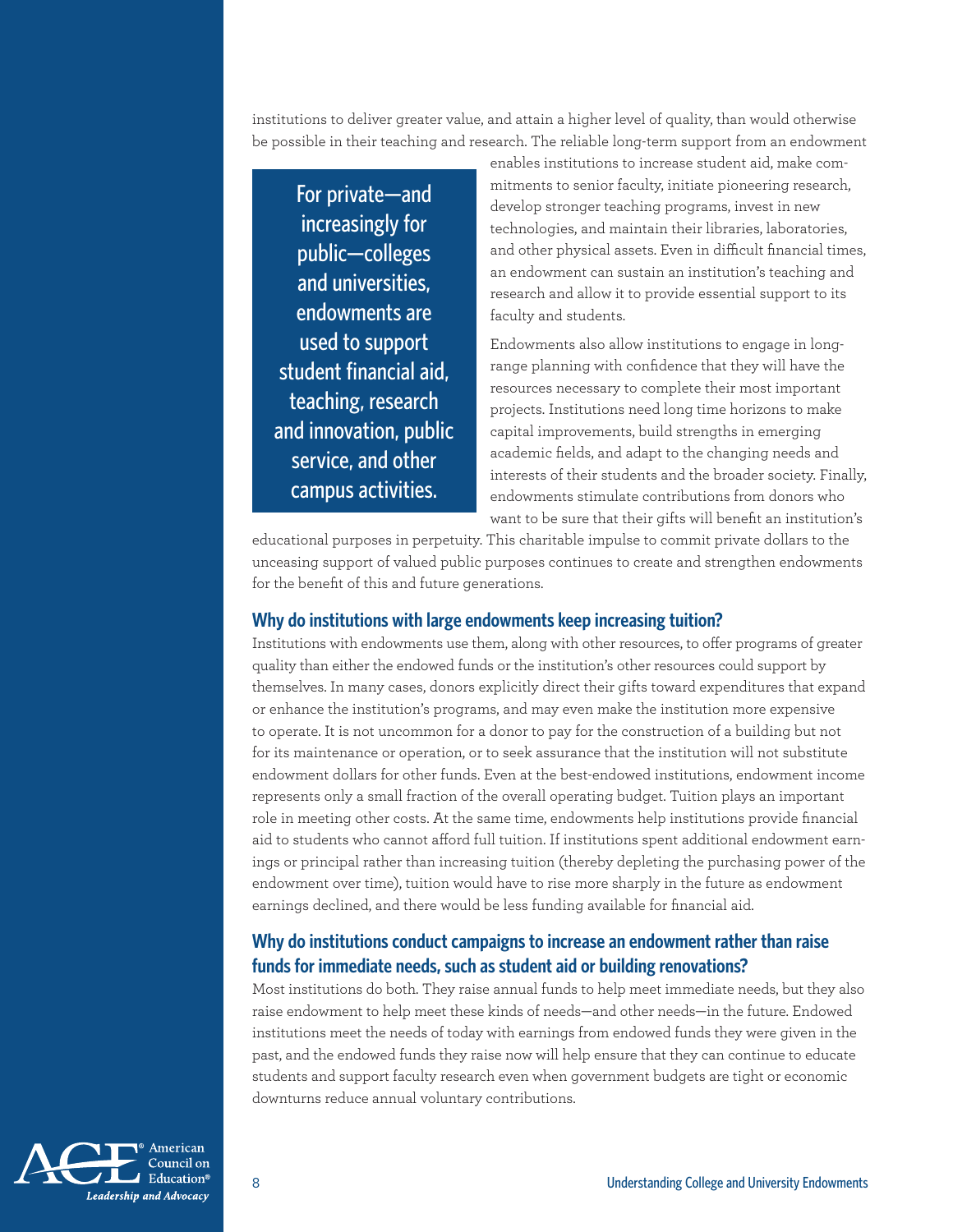institutions to deliver greater value, and attain a higher level of quality, than would otherwise be possible in their teaching and research. The reliable long-term support from an endowment enables institutions to increase student aid, make commitments to senior faculty, initiate pioneering research, develop stronger teaching programs, invest in new technologies, and maintain their libraries, laboratories, and other physical assets. Even in difficult financial times, an endowment can sustain an institution's teaching and research and allow it to provide essential support to its faculty and students.

> For private—and increasingly for public—colleges and universities, endowments are used to support student financial aid, teaching, research and innovation, public service, and other campus activities.

Endowments also allow institutions to engage in long-range planning with confidence that they will have the resources necessary to complete their most important projects. Institutions need long time horizons to make capital improvements, build strengths in emerging academic fields, and adapt to the changing needs and interests of their students and the broader society. Finally, endowments stimulate contributions from donors who want to be sure that their gifts will benefit an institution's educational purposes in perpetuity. This charitable impulse to commit private dollars to the unceasing support of valued public purposes continues to create and strengthen endowments for the benefit of this and future generations.

## Why do institutions with large endowments keep increasing tuition?

Institutions with endowments use them, along with other resources, to offer programs of greater quality than either the endowed funds or the institution's other resources could support by themselves. In many cases, donors explicitly direct their gifts toward expenditures that expand or enhance the institution's programs, and may even make the institution more expensive to operate. It is not uncommon for a donor to pay for the construction of a building but not for its maintenance or operation, or to seek assurance that the institution will not substitute endowment dollars for other funds. Even at the best-endowed institutions, endowment income represents only a small fraction of the overall operating budget. Tuition plays an important role in meeting other costs. At the same time, endowments help institutions provide financial aid to students who cannot afford full tuition. If institutions spent additional endowment earnings or principal rather than increasing tuition (thereby depleting the purchasing power of the endowment over time), tuition would have to rise more sharply in the future as endowment earnings declined, and there would be less funding available for financial aid.

## Why do institutions conduct campaigns to increase an endowment rather than raise funds for immediate needs, such as student aid or building renovations?

Most institutions do both. They raise annual funds to help meet immediate needs, but they also raise endowment to help meet these kinds of needs—and other needs—in the future. Endowed institutions meet the needs of today with earnings from endowed funds they were given in the past, and the endowed funds they raise now will help ensure that they can continue to educate students and support faculty research even when government budgets are tight or economic downturns reduce annual voluntary contributions.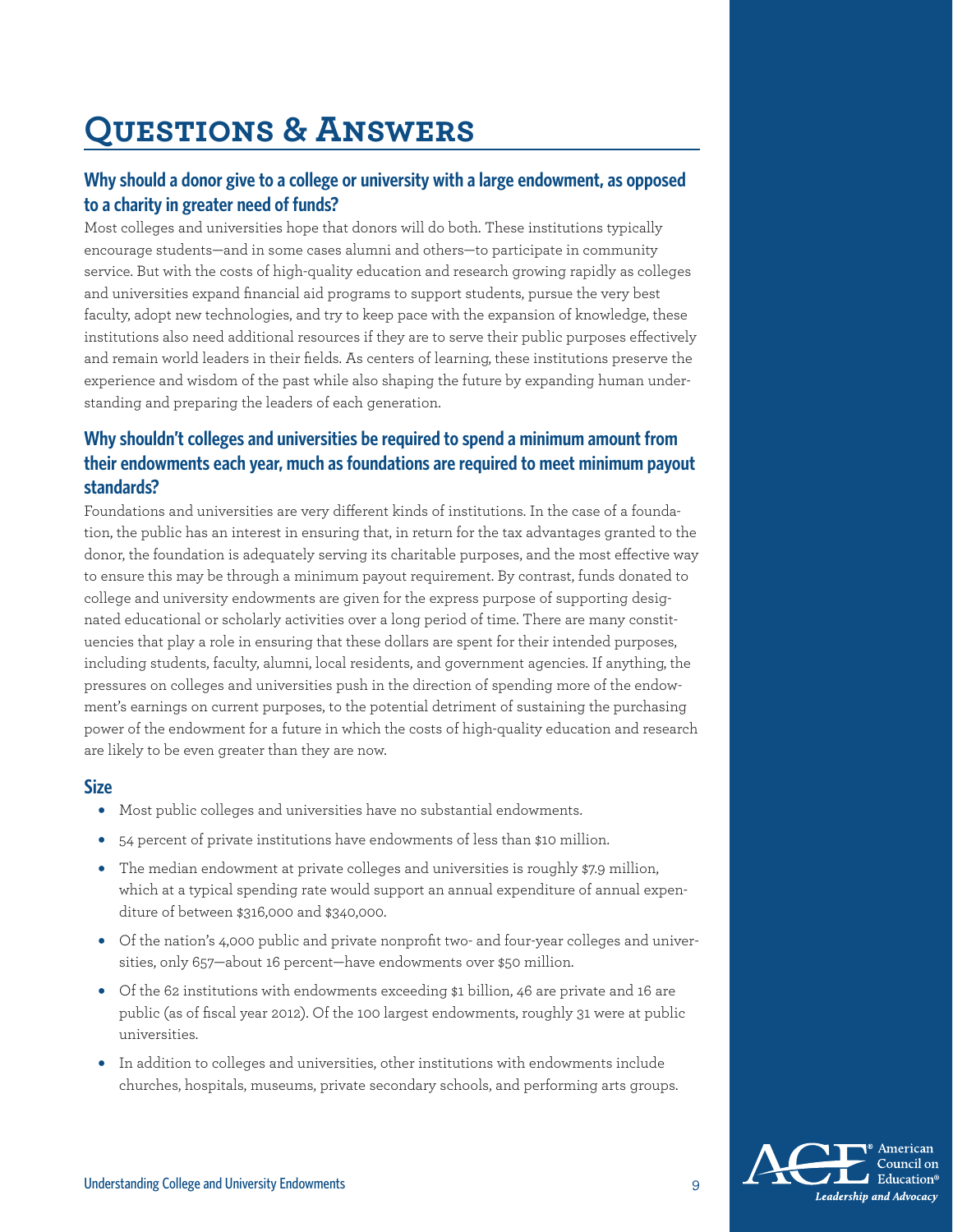# Questions & Answers

### Why should a donor give to a college or university with a large endowment, as opposed to a charity in greater need of funds?

Most colleges and universities hope that donors will do both. These institutions typically encourage students—and in some cases alumni and others—to participate in community service. But with the costs of high-quality education and research growing rapidly as colleges and universities expand financial aid programs to support students, pursue the very best faculty, adopt new technologies, and try to keep pace with the expansion of knowledge, these institutions also need additional resources if they are to serve their public purposes effectively and remain world leaders in their fields. As centers of learning, these institutions preserve the experience and wisdom of the past while also shaping the future by expanding human understanding and preparing the leaders of each generation.

### Why shouldn't colleges and universities be required to spend a minimum amount from their endowments each year, much as foundations are required to meet minimum payout standards?

Foundations and universities are very different kinds of institutions. In the case of a foundation, the public has an interest in ensuring that, in return for the tax advantages granted to the donor, the foundation is adequately serving its charitable purposes, and the most effective way to ensure this may be through a minimum payout requirement. By contrast, funds donated to college and university endowments are given for the express purpose of supporting designated educational or scholarly activities over a long period of time. There are many constituencies that play a role in ensuring that these dollars are spent for their intended purposes, including students, faculty, alumni, local residents, and government agencies. If anything, the pressures on colleges and universities push in the direction of spending more of the endowment's earnings on current purposes, to the potential detriment of sustaining the purchasing power of the endowment for a future in which the costs of high-quality education and research are likely to be even greater than they are now.

### Size

- Most public colleges and universities have no substantial endowments.
- 54 percent of private institutions have endowments of less than $10 million.
- The median endowment at private colleges and universities is roughly $7.9 million, which at a typical spending rate would support an annual expenditure of annual expenditure of between $316,000 and $340,000.
- Of the nation's 4,000 public and private nonprofit two- and four-year colleges and universities, only 657—about 16 percent—have endowments over $50 million.
- Of the 62 institutions with endowments exceeding $1 billion, 46 are private and 16 are public (as of fiscal year 2012). Of the 100 largest endowments, roughly 31 were at public universities.
- In addition to colleges and universities, other institutions with endowments include churches, hospitals, museums, private secondary schools, and performing arts groups.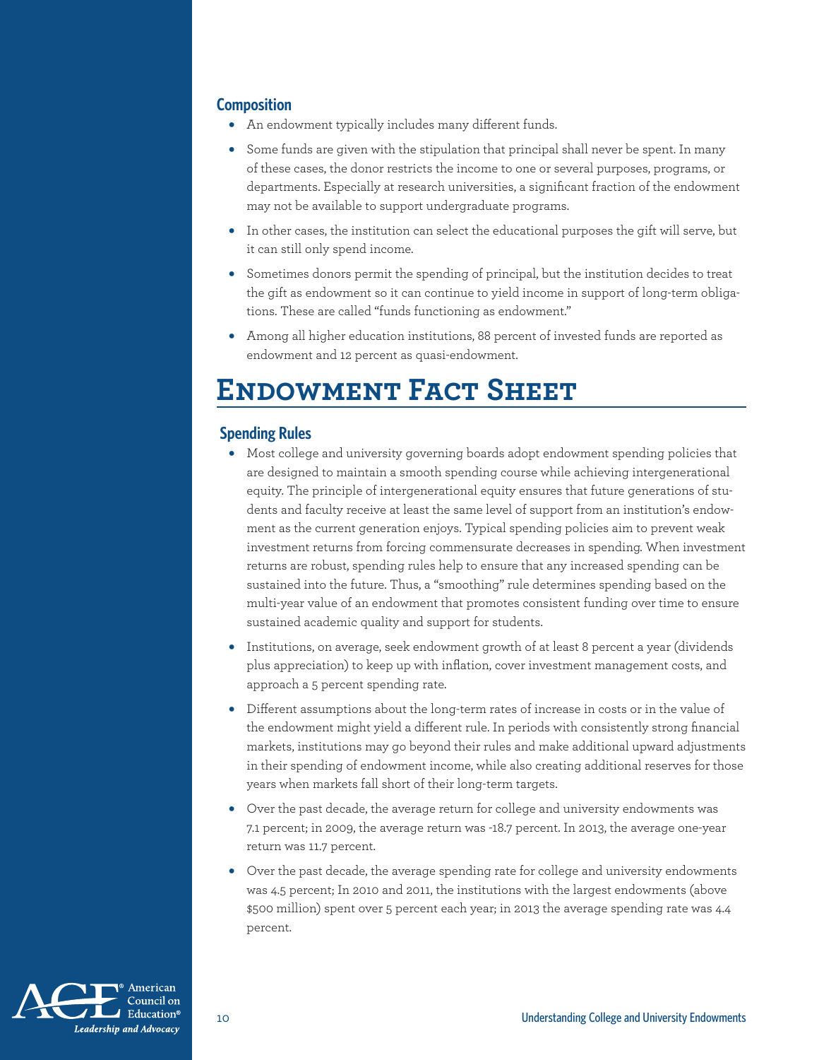### Composition

- An endowment typically includes many different funds.
- Some funds are given with the stipulation that principal shall never be spent. In many of these cases, the donor restricts the income to one or several purposes, programs, or departments. Especially at research universities, a significant fraction of the endowment may not be available to support undergraduate programs.
- In other cases, the institution can select the educational purposes the gift will serve, but it can still only spend income.
- Sometimes donors permit the spending of principal, but the institution decides to treat the gift as endowment so it can continue to yield income in support of long-term obligations. These are called "funds functioning as endowment."
- Among all higher education institutions, 88 percent of invested funds are reported as endowment and 12 percent as quasi-endowment.

# Endowment Fact Sheet

### Spending Rules

- Most college and university governing boards adopt endowment spending policies that are designed to maintain a smooth spending course while achieving intergenerational equity. The principle of intergenerational equity ensures that future generations of students and faculty receive at least the same level of support from an institution's endowment as the current generation enjoys. Typical spending policies aim to prevent weak investment returns from forcing commensurate decreases in spending. When investment returns are robust, spending rules help to ensure that any increased spending can be sustained into the future. Thus, a "smoothing" rule determines spending based on the multi-year value of an endowment that promotes consistent funding over time to ensure sustained academic quality and support for students.
- Institutions, on average, seek endowment growth of at least 8 percent a year (dividends plus appreciation) to keep up with inflation, cover investment management costs, and approach a 5 percent spending rate.
- Different assumptions about the long-term rates of increase in costs or in the value of the endowment might yield a different rule. In periods with consistently strong financial markets, institutions may go beyond their rules and make additional upward adjustments in their spending of endowment income, while also creating additional reserves for those years when markets fall short of their long-term targets.
- Over the past decade, the average return for college and university endowments was 7.1 percent; in 2009, the average return was -18.7 percent. In 2013, the average one-year return was 11.7 percent.
- Over the past decade, the average spending rate for college and university endowments was 4.5 percent; In 2010 and 2011, the institutions with the largest endowments (above $500 million) spent over 5 percent each year; in 2013 the average spending rate was 4.4 percent.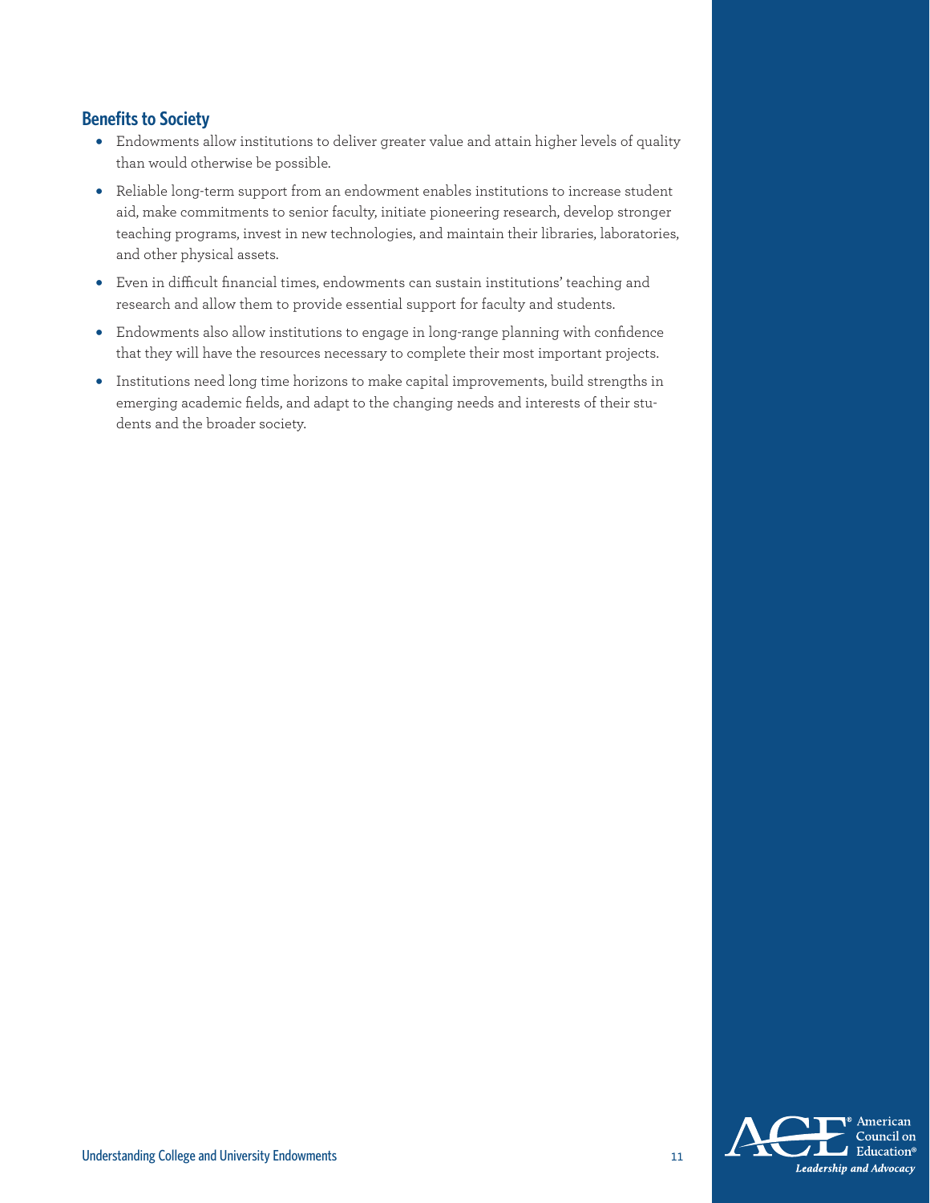## Benefits to Society

- Endowments allow institutions to deliver greater value and attain higher levels of quality than would otherwise be possible.
- Reliable long-term support from an endowment enables institutions to increase student aid, make commitments to senior faculty, initiate pioneering research, develop stronger teaching programs, invest in new technologies, and maintain their libraries, laboratories, and other physical assets.
- Even in difficult financial times, endowments can sustain institutions' teaching and research and allow them to provide essential support for faculty and students.
- Endowments also allow institutions to engage in long-range planning with confidence that they will have the resources necessary to complete their most important projects.
- Institutions need long time horizons to make capital improvements, build strengths in emerging academic fields, and adapt to the changing needs and interests of their students and the broader society.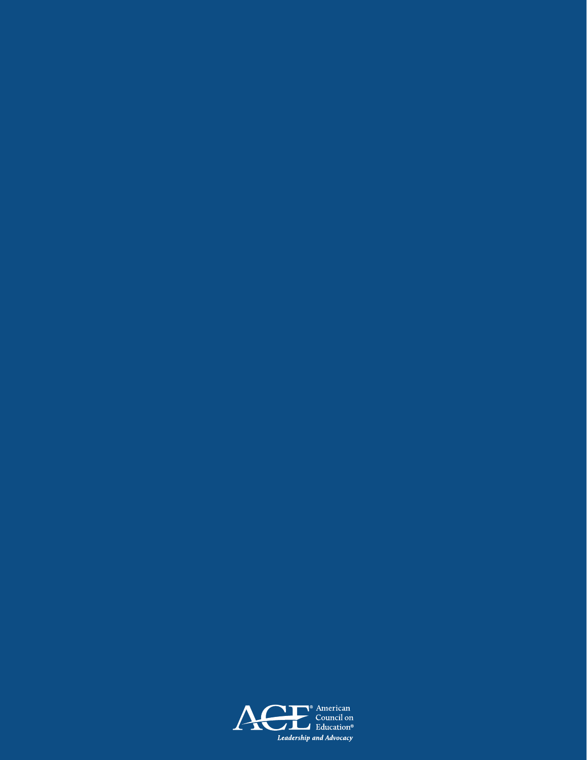ACE® American Council on Education®

*Leadership and Advocacy*